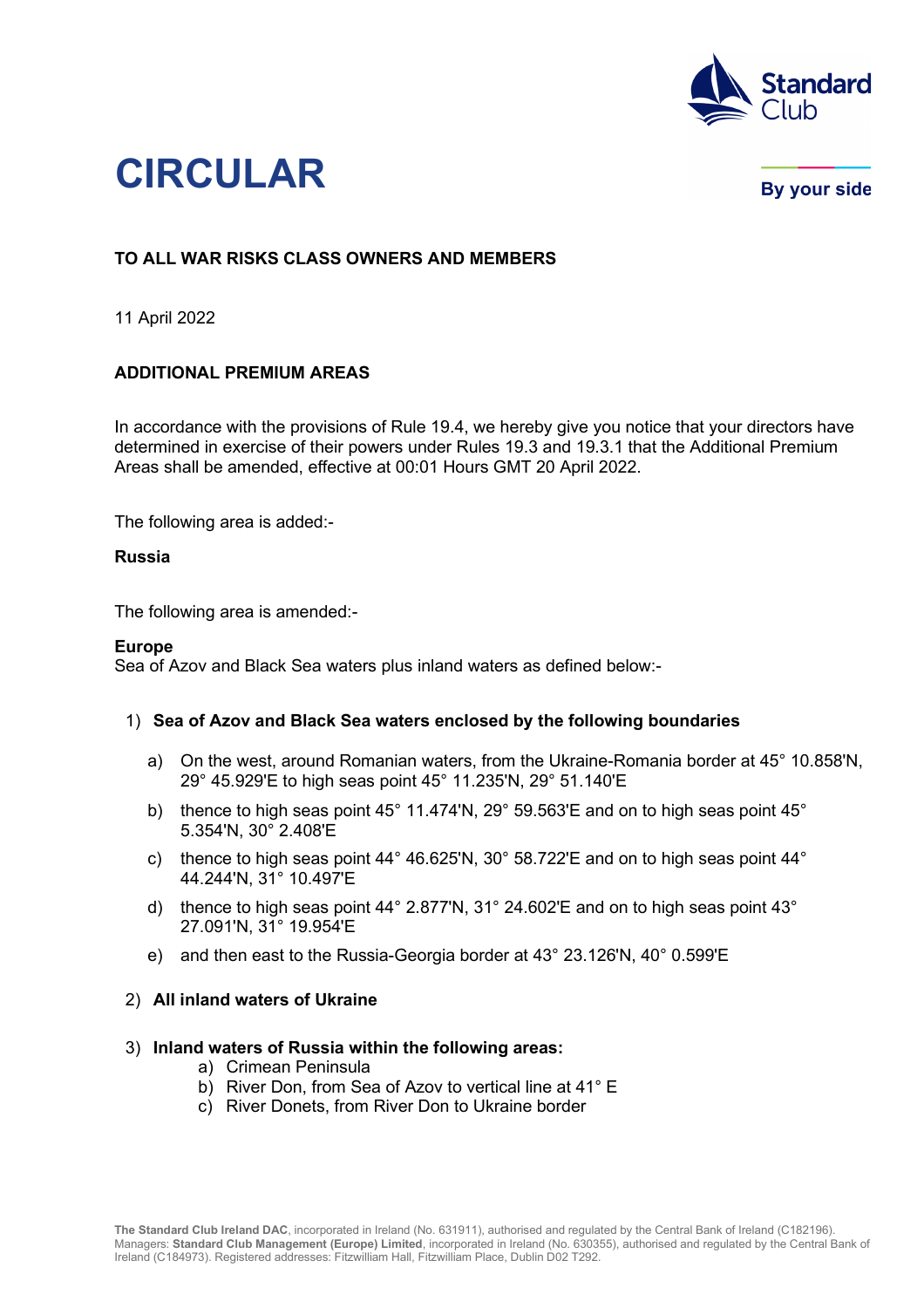# CIRCULAR

Standard Club

By your side

**TO ALL WAR RISKS CLASS OWNERS AND MEMBERS**

11 April 2022

**ADDITIONAL PREMIUM AREAS**

In accordance with the provisions of Rule 19.4, we hereby give you notice that your directors have determined in exercise of their powers under Rules 19.3 and 19.3.1 that the Additional Premium Areas shall be amended, effective at 00:01 Hours GMT 20 April 2022.

The following area is added:-

**Russia**

The following area is amended:-

**Europe**
Sea of Azov and Black Sea waters plus inland waters as defined below:-

1) **Sea of Azov and Black Sea waters enclosed by the following boundaries**
   a) On the west, around Romanian waters, from the Ukraine-Romania border at 45° 10.858'N, 29° 45.929'E to high seas point 45° 11.235'N, 29° 51.140'E
   b) thence to high seas point 45° 11.474'N, 29° 59.563'E and on to high seas point 45° 5.354'N, 30° 2.408'E
   c) thence to high seas point 44° 46.625'N, 30° 58.722'E and on to high seas point 44° 44.244'N, 31° 10.497'E
   d) thence to high seas point 44° 2.877'N, 31° 24.602'E and on to high seas point 43° 27.091'N, 31° 19.954'E
   e) and then east to the Russia-Georgia border at 43° 23.126'N, 40° 0.599'E

2) **All inland waters of Ukraine**

3) **Inland waters of Russia within the following areas:**
   a) Crimean Peninsula
   b) River Don, from Sea of Azov to vertical line at 41° E
   c) River Donets, from River Don to Ukraine border

**The Standard Club Ireland DAC**, incorporated in Ireland (No. 631911), authorised and regulated by the Central Bank of Ireland (C182196). Managers: **Standard Club Management (Europe) Limited**, incorporated in Ireland (No. 630355), authorised and regulated by the Central Bank of Ireland (C184973). Registered addresses: Fitzwilliam Hall, Fitzwilliam Place, Dublin D02 T292.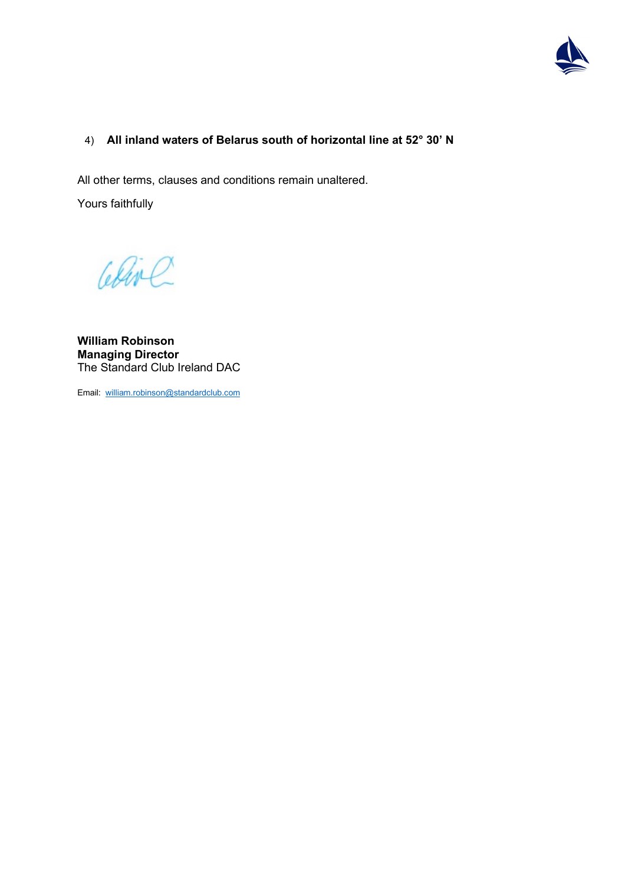4) **All inland waters of Belarus south of horizontal line at 52° 30’ N**

All other terms, clauses and conditions remain unaltered.

Yours faithfully

**William Robinson**
**Managing Director**
The Standard Club Ireland DAC

Email: william.robinson@standardclub.com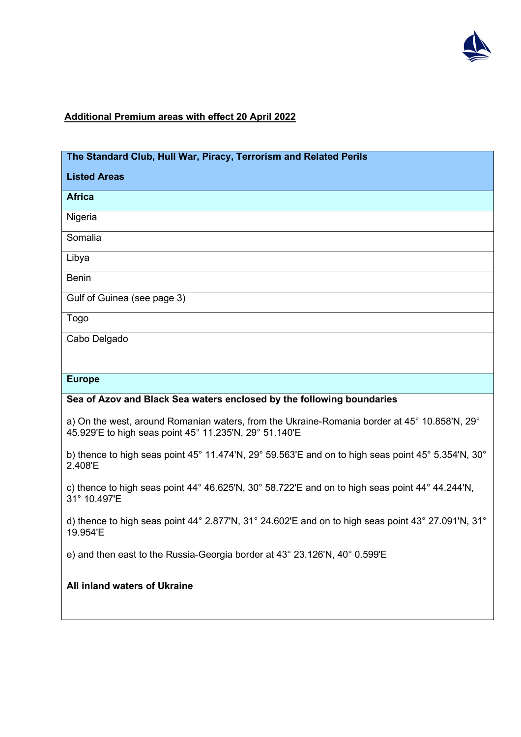**Additional Premium areas with effect 20 April 2022**

| |
|---|
| **The Standard Club, Hull War, Piracy, Terrorism and Related Perils** <br><br> **Listed Areas** |
| **Africa** |
| Nigeria |
| Somalia |
| Libya |
| Benin |
| Gulf of Guinea (see page 3) |
| Togo |
| Cabo Delgado |
| |
| **Europe** |
| **Sea of Azov and Black Sea waters enclosed by the following boundaries** <br><br> a) On the west, around Romanian waters, from the Ukraine-Romania border at 45° 10.858'N, 29° 45.929'E to high seas point 45° 11.235'N, 29° 51.140'E <br><br> b) thence to high seas point 45° 11.474'N, 29° 59.563'E and on to high seas point 45° 5.354'N, 30° 2.408'E <br><br> c) thence to high seas point 44° 46.625'N, 30° 58.722'E and on to high seas point 44° 44.244'N, 31° 10.497'E <br><br> d) thence to high seas point 44° 2.877'N, 31° 24.602'E and on to high seas point 43° 27.091'N, 31° 19.954'E <br><br> e) and then east to the Russia-Georgia border at 43° 23.126'N, 40° 0.599'E |
| **All inland waters of Ukraine** |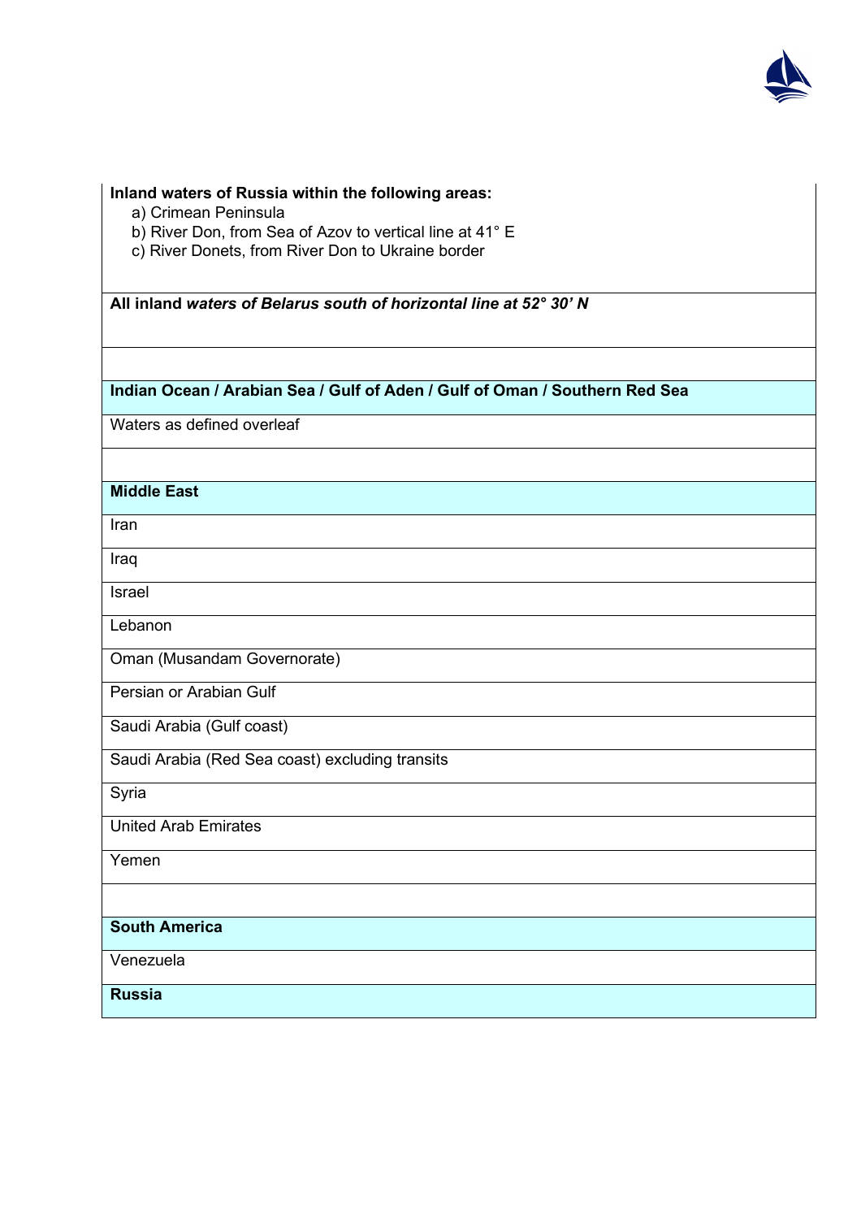| |
|---|
| **Inland waters of Russia within the following areas:**<br>a) Crimean Peninsula<br>b) River Don, from Sea of Azov to vertical line at 41° E<br>c) River Donets, from River Don to Ukraine border |
| **All inland *waters of Belarus south of horizontal line at 52° 30’ N*** |
| |
| **Indian Ocean / Arabian Sea / Gulf of Aden / Gulf of Oman / Southern Red Sea** |
| Waters as defined overleaf |
| |
| **Middle East** |
| Iran |
| Iraq |
| Israel |
| Lebanon |
| Oman (Musandam Governorate) |
| Persian or Arabian Gulf |
| Saudi Arabia (Gulf coast) |
| Saudi Arabia (Red Sea coast) excluding transits |
| Syria |
| United Arab Emirates |
| Yemen |
| |
| **South America** |
| Venezuela |
| **Russia** |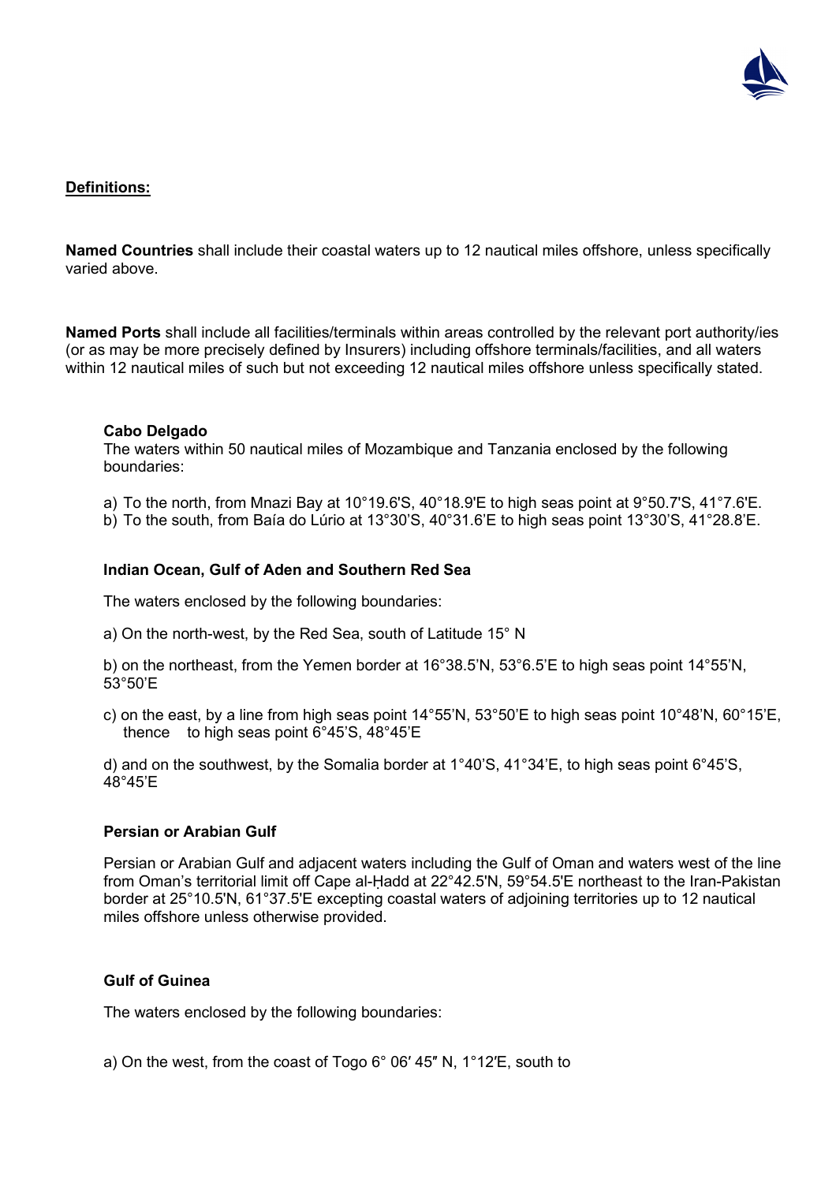**Definitions:**

**Named Countries** shall include their coastal waters up to 12 nautical miles offshore, unless specifically varied above.

**Named Ports** shall include all facilities/terminals within areas controlled by the relevant port authority/ies (or as may be more precisely defined by Insurers) including offshore terminals/facilities, and all waters within 12 nautical miles of such but not exceeding 12 nautical miles offshore unless specifically stated.

**Cabo Delgado**

The waters within 50 nautical miles of Mozambique and Tanzania enclosed by the following boundaries:

a) To the north, from Mnazi Bay at 10°19.6'S, 40°18.9'E to high seas point at 9°50.7'S, 41°7.6'E.
b) To the south, from Baía do Lúrio at 13°30'S, 40°31.6'E to high seas point 13°30'S, 41°28.8'E.

**Indian Ocean, Gulf of Aden and Southern Red Sea**

The waters enclosed by the following boundaries:

a) On the north-west, by the Red Sea, south of Latitude 15° N

b) on the northeast, from the Yemen border at 16°38.5'N, 53°6.5'E to high seas point 14°55'N, 53°50'E

c) on the east, by a line from high seas point 14°55'N, 53°50'E to high seas point 10°48'N, 60°15'E, thence to high seas point 6°45'S, 48°45'E

d) and on the southwest, by the Somalia border at 1°40'S, 41°34'E, to high seas point 6°45'S, 48°45'E

**Persian or Arabian Gulf**

Persian or Arabian Gulf and adjacent waters including the Gulf of Oman and waters west of the line from Oman's territorial limit off Cape al-Ḥadd at 22°42.5'N, 59°54.5'E northeast to the Iran-Pakistan border at 25°10.5'N, 61°37.5'E excepting coastal waters of adjoining territories up to 12 nautical miles offshore unless otherwise provided.

**Gulf of Guinea**

The waters enclosed by the following boundaries:

a) On the west, from the coast of Togo 6° 06′ 45″ N, 1°12′E, south to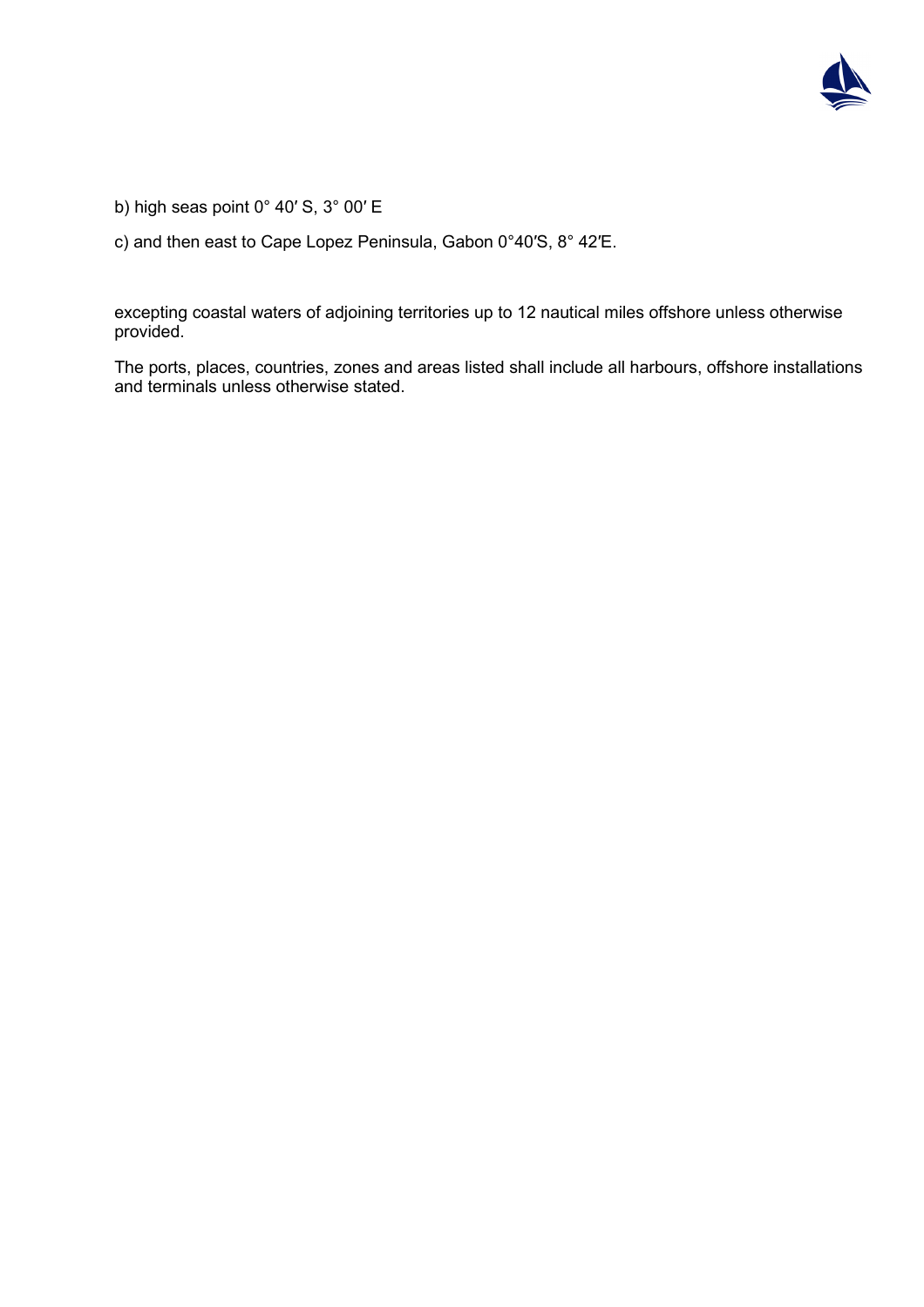b) high seas point 0° 40′ S, 3° 00′ E

c) and then east to Cape Lopez Peninsula, Gabon 0°40′S, 8° 42′E.

excepting coastal waters of adjoining territories up to 12 nautical miles offshore unless otherwise provided.

The ports, places, countries, zones and areas listed shall include all harbours, offshore installations and terminals unless otherwise stated.